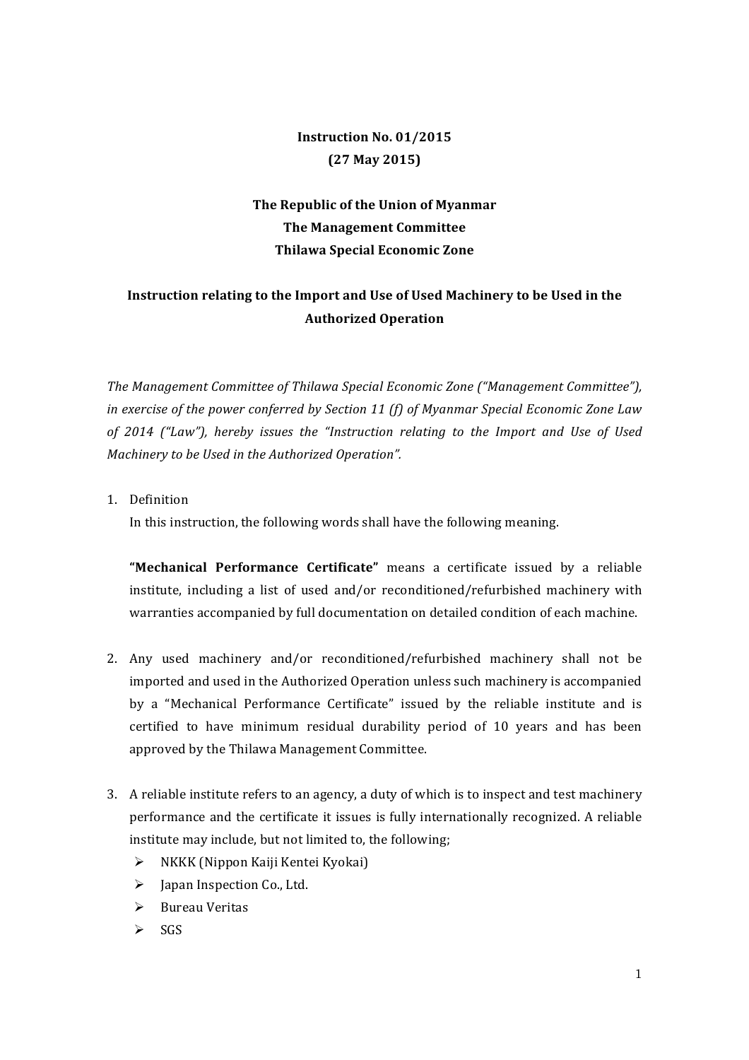**Instruction No. 01/2015**
**(27 May 2015)**

**The Republic of the Union of Myanmar**
**The Management Committee**
**Thilawa Special Economic Zone**

**Instruction relating to the Import and Use of Used Machinery to be Used in the Authorized Operation**

*The Management Committee of Thilawa Special Economic Zone ("Management Committee"), in exercise of the power conferred by Section 11 (f) of Myanmar Special Economic Zone Law of 2014 ("Law"), hereby issues the "Instruction relating to the Import and Use of Used Machinery to be Used in the Authorized Operation".*

1. Definition

   In this instruction, the following words shall have the following meaning.

   **"Mechanical Performance Certificate"** means a certificate issued by a reliable institute, including a list of used and/or reconditioned/refurbished machinery with warranties accompanied by full documentation on detailed condition of each machine.

2. Any used machinery and/or reconditioned/refurbished machinery shall not be imported and used in the Authorized Operation unless such machinery is accompanied by a "Mechanical Performance Certificate" issued by the reliable institute and is certified to have minimum residual durability period of 10 years and has been approved by the Thilawa Management Committee.

3. A reliable institute refers to an agency, a duty of which is to inspect and test machinery performance and the certificate it issues is fully internationally recognized. A reliable institute may include, but not limited to, the following;
   - NKKK (Nippon Kaiji Kentei Kyokai)
   - Japan Inspection Co., Ltd.
   - Bureau Veritas
   - SGS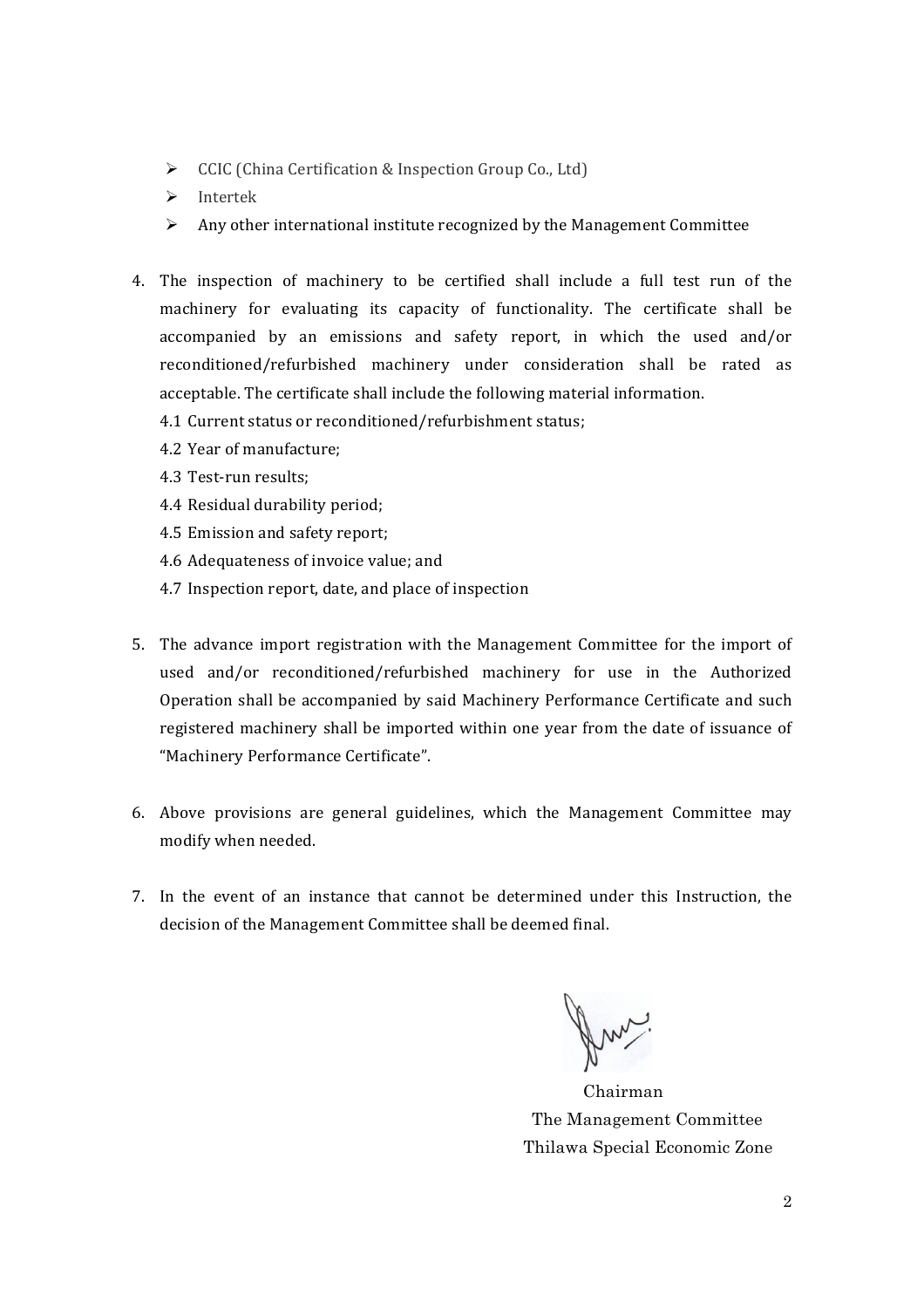- CCIC (China Certification & Inspection Group Co., Ltd)
- Intertek
- Any other international institute recognized by the Management Committee

4. The inspection of machinery to be certified shall include a full test run of the machinery for evaluating its capacity of functionality. The certificate shall be accompanied by an emissions and safety report, in which the used and/or reconditioned/refurbished machinery under consideration shall be rated as acceptable. The certificate shall include the following material information.
   - 4.1 Current status or reconditioned/refurbishment status;
   - 4.2 Year of manufacture;
   - 4.3 Test-run results;
   - 4.4 Residual durability period;
   - 4.5 Emission and safety report;
   - 4.6 Adequateness of invoice value; and
   - 4.7 Inspection report, date, and place of inspection

5. The advance import registration with the Management Committee for the import of used and/or reconditioned/refurbished machinery for use in the Authorized Operation shall be accompanied by said Machinery Performance Certificate and such registered machinery shall be imported within one year from the date of issuance of "Machinery Performance Certificate".

6. Above provisions are general guidelines, which the Management Committee may modify when needed.

7. In the event of an instance that cannot be determined under this Instruction, the decision of the Management Committee shall be deemed final.

Chairman
The Management Committee
Thilawa Special Economic Zone